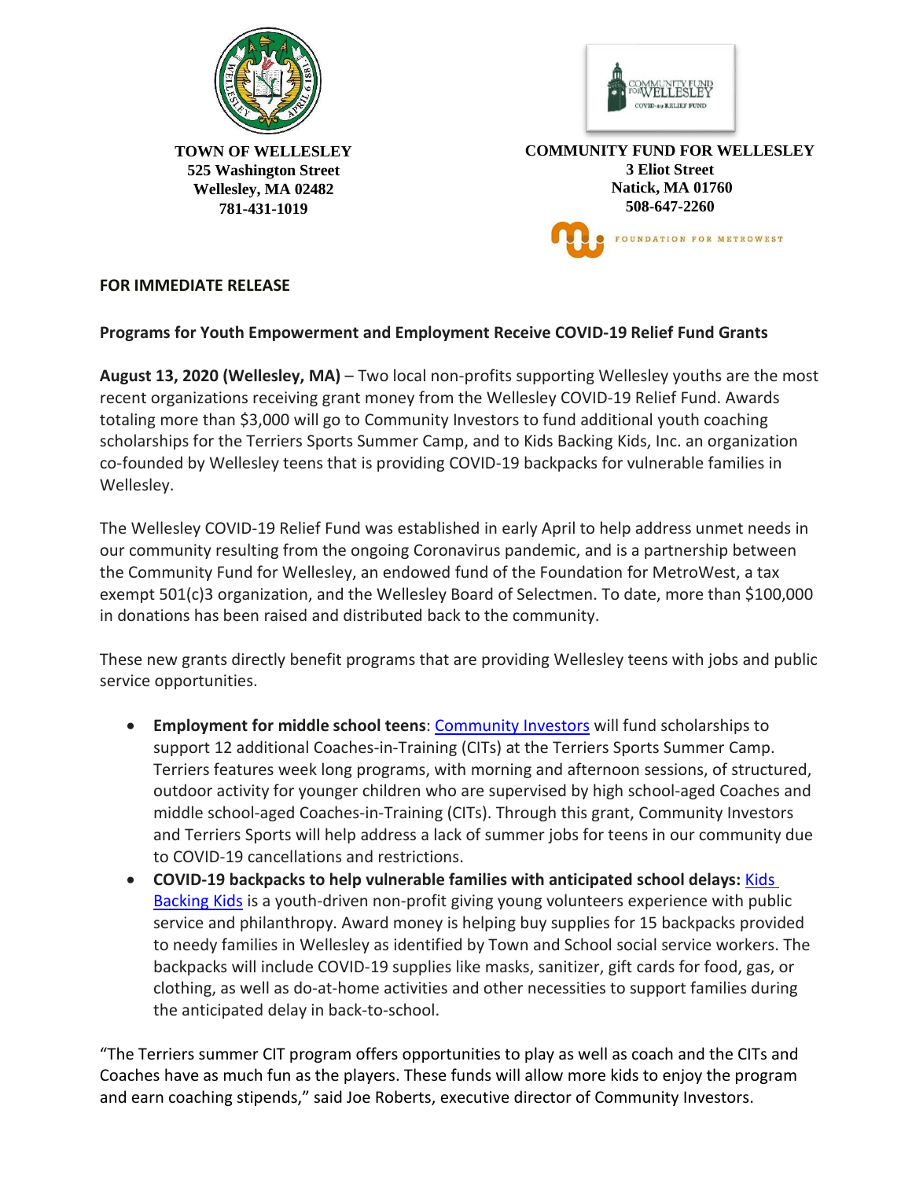**TOWN OF WELLESLEY**
**525 Washington Street**
**Wellesley, MA 02482**
**781-431-1019**

**COMMUNITY FUND FOR WELLESLEY**
**3 Eliot Street**
**Natick, MA 01760**
**508-647-2260**

**FOR IMMEDIATE RELEASE**

**Programs for Youth Empowerment and Employment Receive COVID-19 Relief Fund Grants**

**August 13, 2020 (Wellesley, MA)** – Two local non-profits supporting Wellesley youths are the most recent organizations receiving grant money from the Wellesley COVID-19 Relief Fund. Awards totaling more than $3,000 will go to Community Investors to fund additional youth coaching scholarships for the Terriers Sports Summer Camp, and to Kids Backing Kids, Inc. an organization co-founded by Wellesley teens that is providing COVID-19 backpacks for vulnerable families in Wellesley.

The Wellesley COVID-19 Relief Fund was established in early April to help address unmet needs in our community resulting from the ongoing Coronavirus pandemic, and is a partnership between the Community Fund for Wellesley, an endowed fund of the Foundation for MetroWest, a tax exempt 501(c)3 organization, and the Wellesley Board of Selectmen. To date, more than $100,000 in donations has been raised and distributed back to the community.

These new grants directly benefit programs that are providing Wellesley teens with jobs and public service opportunities.

- **Employment for middle school teens**: Community Investors will fund scholarships to support 12 additional Coaches-in-Training (CITs) at the Terriers Sports Summer Camp. Terriers features week long programs, with morning and afternoon sessions, of structured, outdoor activity for younger children who are supervised by high school-aged Coaches and middle school-aged Coaches-in-Training (CITs). Through this grant, Community Investors and Terriers Sports will help address a lack of summer jobs for teens in our community due to COVID-19 cancellations and restrictions.
- **COVID-19 backpacks to help vulnerable families with anticipated school delays:** Kids Backing Kids is a youth-driven non-profit giving young volunteers experience with public service and philanthropy. Award money is helping buy supplies for 15 backpacks provided to needy families in Wellesley as identified by Town and School social service workers. The backpacks will include COVID-19 supplies like masks, sanitizer, gift cards for food, gas, or clothing, as well as do-at-home activities and other necessities to support families during the anticipated delay in back-to-school.

"The Terriers summer CIT program offers opportunities to play as well as coach and the CITs and Coaches have as much fun as the players. These funds will allow more kids to enjoy the program and earn coaching stipends," said Joe Roberts, executive director of Community Investors.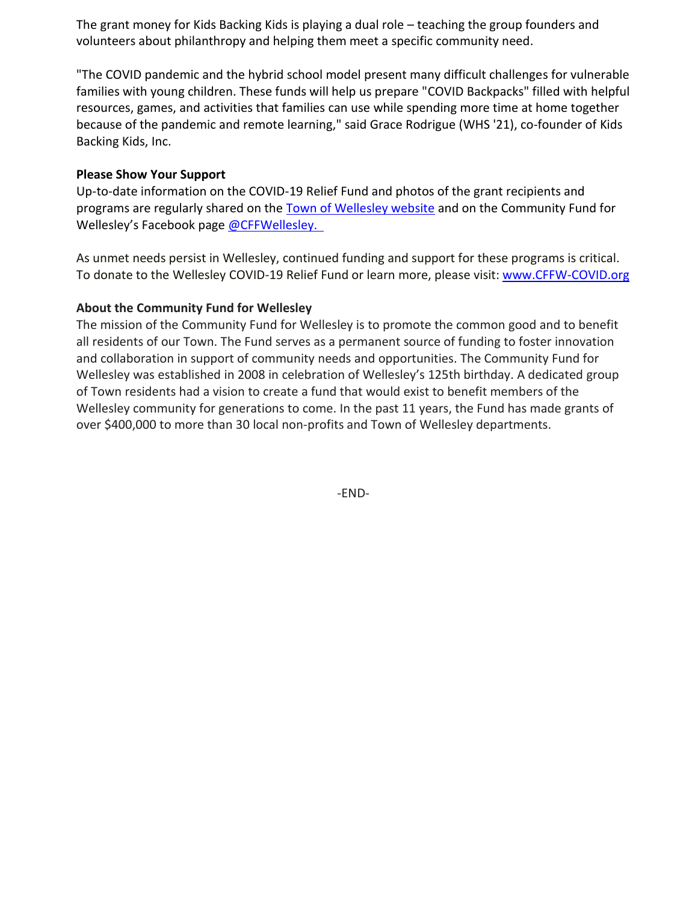The grant money for Kids Backing Kids is playing a dual role – teaching the group founders and volunteers about philanthropy and helping them meet a specific community need.

"The COVID pandemic and the hybrid school model present many difficult challenges for vulnerable families with young children. These funds will help us prepare "COVID Backpacks" filled with helpful resources, games, and activities that families can use while spending more time at home together because of the pandemic and remote learning," said Grace Rodrigue (WHS '21), co-founder of Kids Backing Kids, Inc.

**Please Show Your Support**

Up-to-date information on the COVID-19 Relief Fund and photos of the grant recipients and programs are regularly shared on the Town of Wellesley website and on the Community Fund for Wellesley's Facebook page @CFFWellesley.

As unmet needs persist in Wellesley, continued funding and support for these programs is critical. To donate to the Wellesley COVID-19 Relief Fund or learn more, please visit: www.CFFW-COVID.org

**About the Community Fund for Wellesley**

The mission of the Community Fund for Wellesley is to promote the common good and to benefit all residents of our Town. The Fund serves as a permanent source of funding to foster innovation and collaboration in support of community needs and opportunities. The Community Fund for Wellesley was established in 2008 in celebration of Wellesley's 125th birthday. A dedicated group of Town residents had a vision to create a fund that would exist to benefit members of the Wellesley community for generations to come. In the past 11 years, the Fund has made grants of over $400,000 to more than 30 local non-profits and Town of Wellesley departments.

-END-